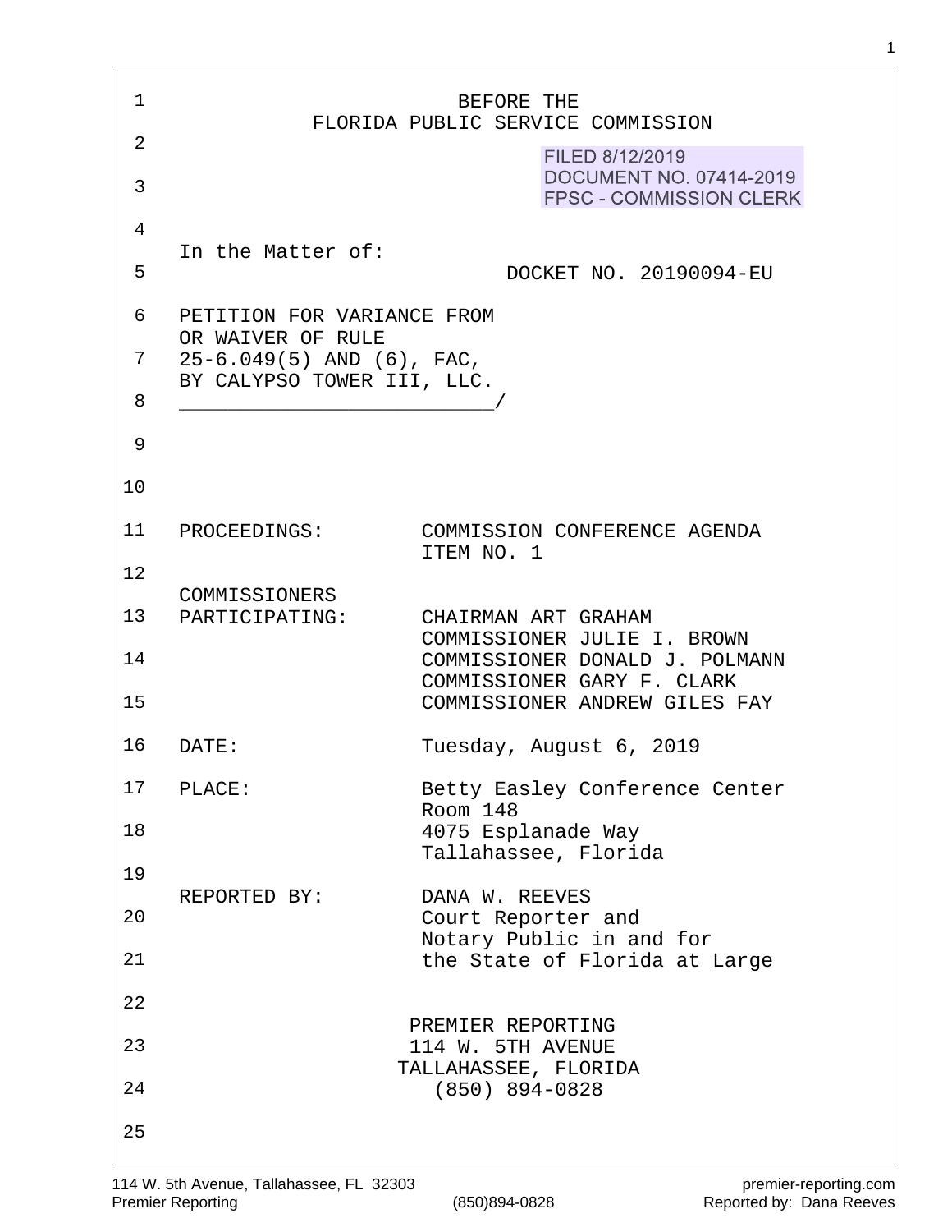BEFORE THE
FLORIDA PUBLIC SERVICE COMMISSION

FILED 8/12/2019
DOCUMENT NO. 07414-2019
FPSC - COMMISSION CLERK

In the Matter of:

DOCKET NO. 20190094-EU

PETITION FOR VARIANCE FROM OR WAIVER OF RULE 25-6.049(5) AND (6), FAC, BY CALYPSO TOWER III, LLC.
___________________________/

| | |
|---|---|
| PROCEEDINGS: | COMMISSION CONFERENCE AGENDA ITEM NO. 1 |
| COMMISSIONERS PARTICIPATING: | CHAIRMAN ART GRAHAM<br>COMMISSIONER JULIE I. BROWN<br>COMMISSIONER DONALD J. POLMANN<br>COMMISSIONER GARY F. CLARK<br>COMMISSIONER ANDREW GILES FAY |
| DATE: | Tuesday, August 6, 2019 |
| PLACE: | Betty Easley Conference Center<br>Room 148<br>4075 Esplanade Way<br>Tallahassee, Florida |
| REPORTED BY: | DANA W. REEVES<br>Court Reporter and<br>Notary Public in and for<br>the State of Florida at Large |

PREMIER REPORTING
114 W. 5TH AVENUE
TALLAHASSEE, FLORIDA
(850) 894-0828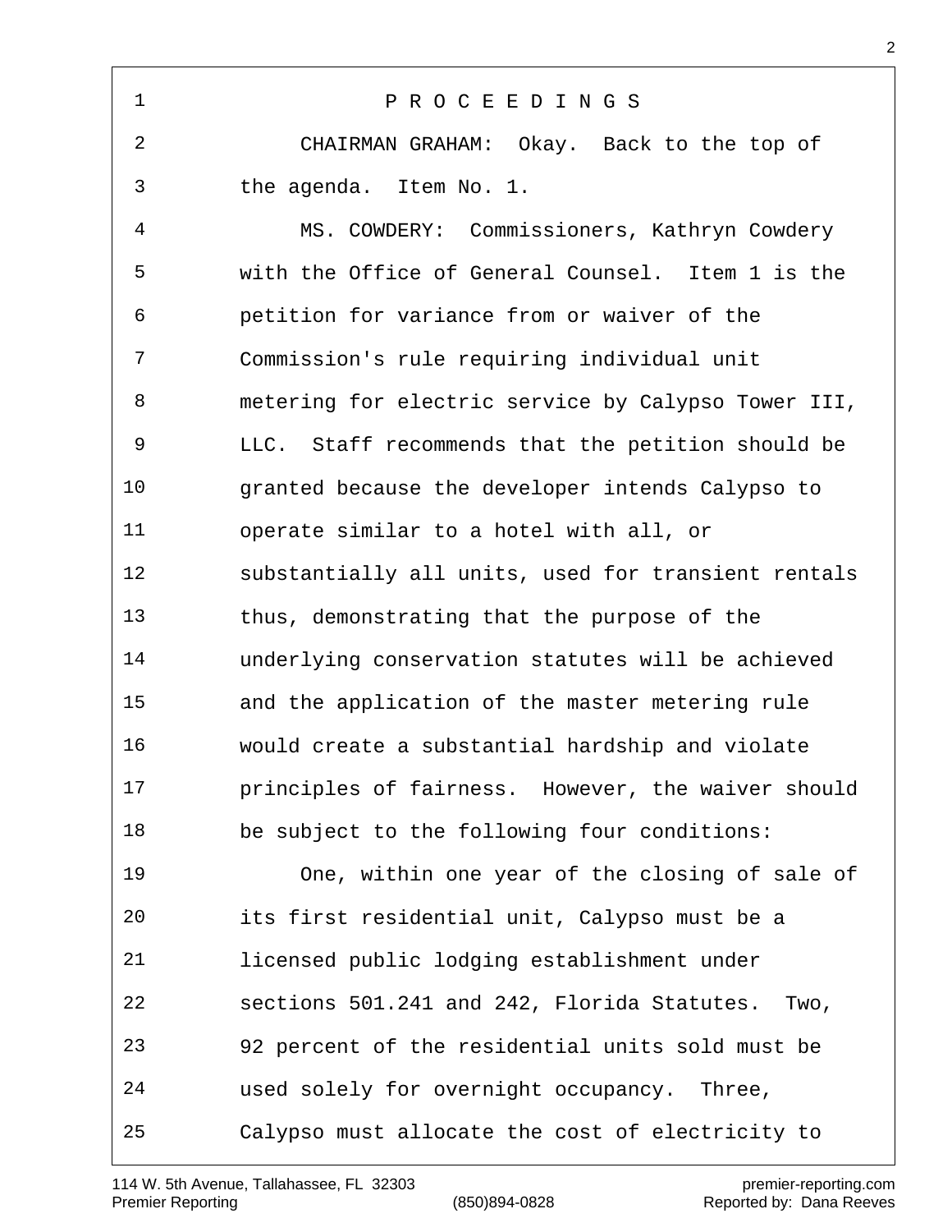P R O C E E D I N G S

CHAIRMAN GRAHAM: Okay. Back to the top of the agenda. Item No. 1.

MS. COWDERY: Commissioners, Kathryn Cowdery with the Office of General Counsel. Item 1 is the petition for variance from or waiver of the Commission's rule requiring individual unit metering for electric service by Calypso Tower III, LLC. Staff recommends that the petition should be granted because the developer intends Calypso to operate similar to a hotel with all, or substantially all units, used for transient rentals thus, demonstrating that the purpose of the underlying conservation statutes will be achieved and the application of the master metering rule would create a substantial hardship and violate principles of fairness. However, the waiver should be subject to the following four conditions:

One, within one year of the closing of sale of its first residential unit, Calypso must be a licensed public lodging establishment under sections 501.241 and 242, Florida Statutes. Two, 92 percent of the residential units sold must be used solely for overnight occupancy. Three, Calypso must allocate the cost of electricity to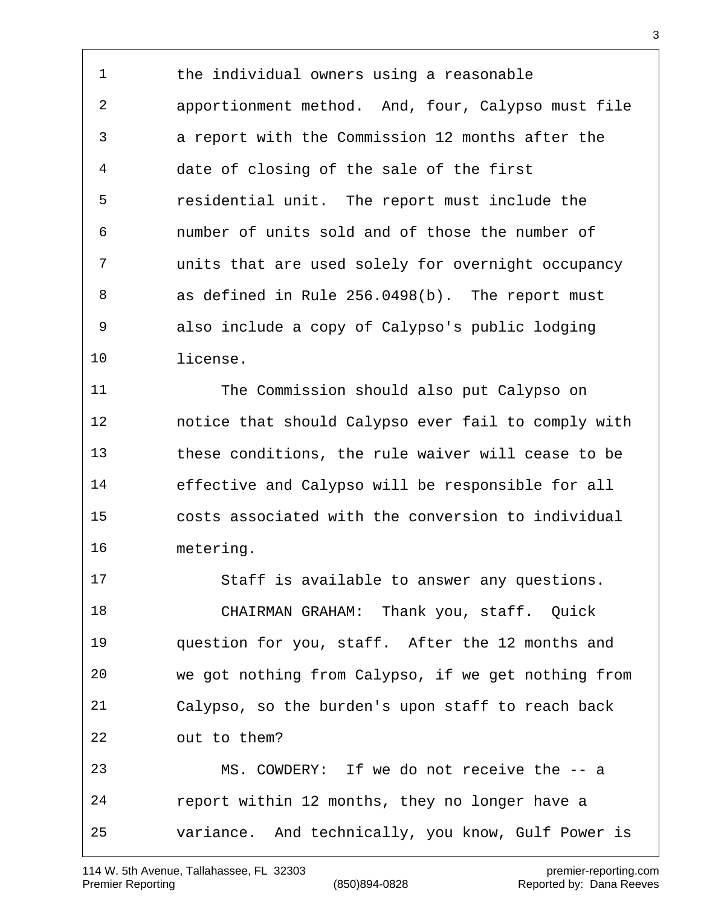the individual owners using a reasonable apportionment method. And, four, Calypso must file a report with the Commission 12 months after the date of closing of the sale of the first residential unit. The report must include the number of units sold and of those the number of units that are used solely for overnight occupancy as defined in Rule 256.0498(b). The report must also include a copy of Calypso's public lodging license.

The Commission should also put Calypso on notice that should Calypso ever fail to comply with these conditions, the rule waiver will cease to be effective and Calypso will be responsible for all costs associated with the conversion to individual metering.

Staff is available to answer any questions.

CHAIRMAN GRAHAM: Thank you, staff. Quick question for you, staff. After the 12 months and we got nothing from Calypso, if we get nothing from Calypso, so the burden's upon staff to reach back out to them?

MS. COWDERY: If we do not receive the -- a report within 12 months, they no longer have a variance. And technically, you know, Gulf Power is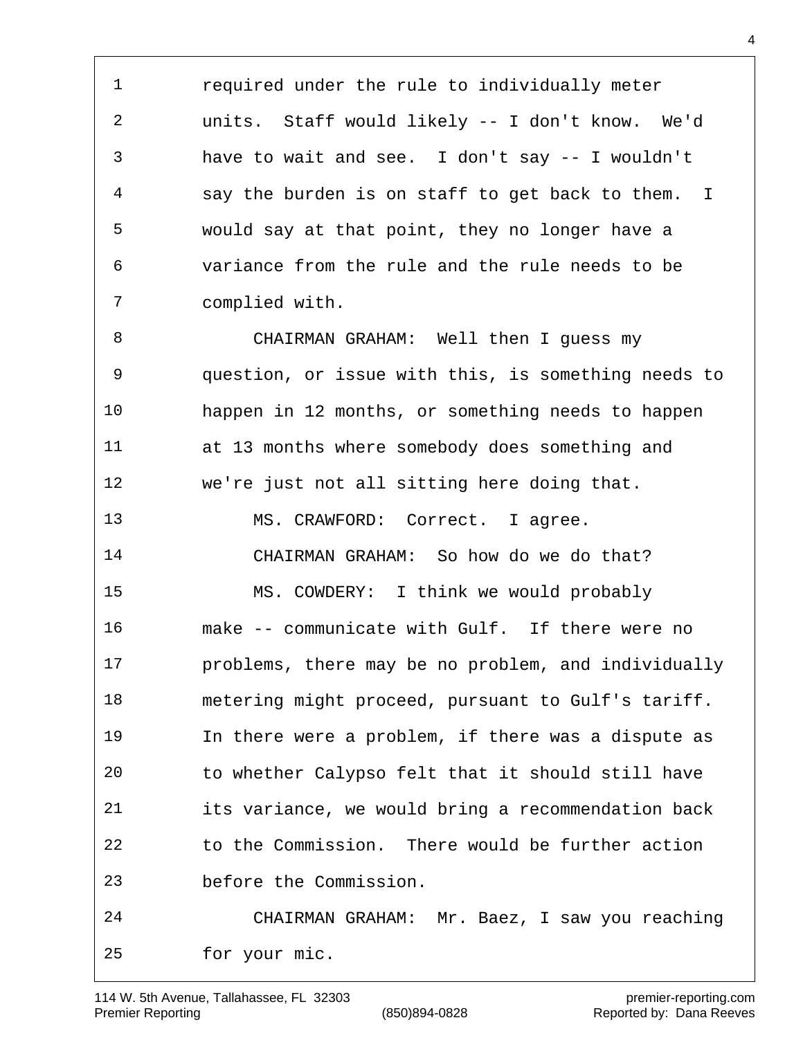required under the rule to individually meter units. Staff would likely -- I don't know. We'd have to wait and see. I don't say -- I wouldn't say the burden is on staff to get back to them. I would say at that point, they no longer have a variance from the rule and the rule needs to be complied with.

CHAIRMAN GRAHAM: Well then I guess my question, or issue with this, is something needs to happen in 12 months, or something needs to happen at 13 months where somebody does something and we're just not all sitting here doing that.

MS. CRAWFORD: Correct. I agree.

CHAIRMAN GRAHAM: So how do we do that?

MS. COWDERY: I think we would probably make -- communicate with Gulf. If there were no problems, there may be no problem, and individually metering might proceed, pursuant to Gulf's tariff. In there were a problem, if there was a dispute as to whether Calypso felt that it should still have its variance, we would bring a recommendation back to the Commission. There would be further action before the Commission.

CHAIRMAN GRAHAM: Mr. Baez, I saw you reaching for your mic.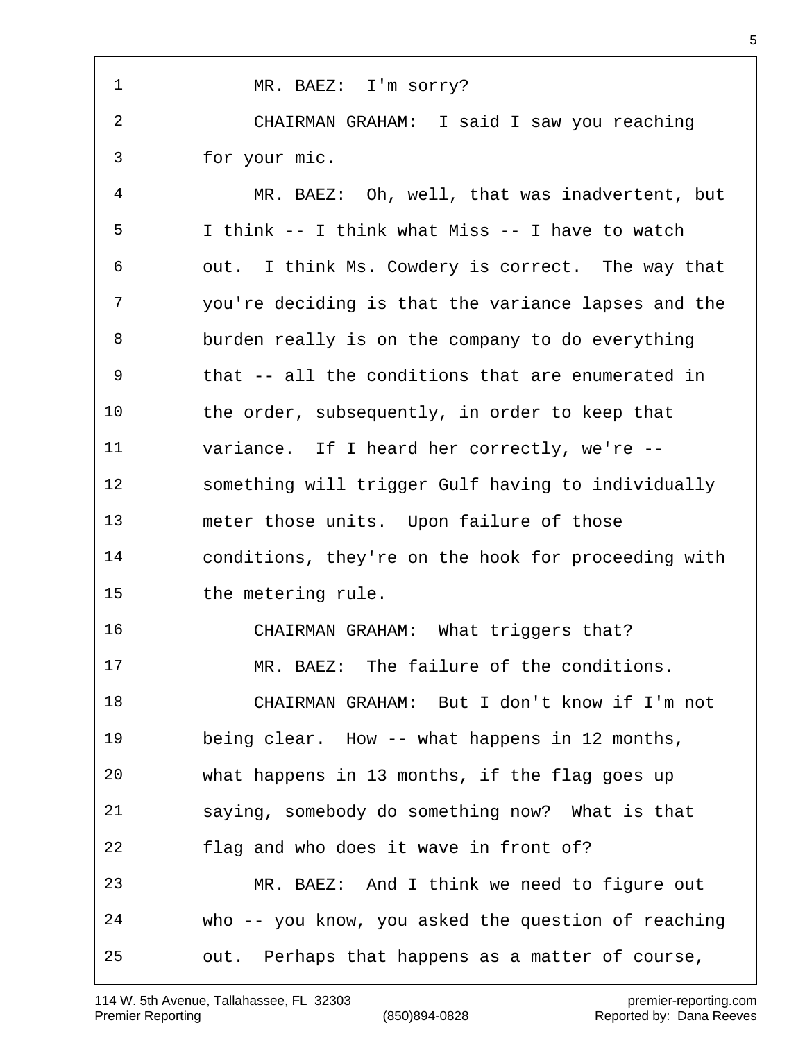MR. BAEZ: I'm sorry?

CHAIRMAN GRAHAM: I said I saw you reaching for your mic.

MR. BAEZ: Oh, well, that was inadvertent, but I think -- I think what Miss -- I have to watch out. I think Ms. Cowdery is correct. The way that you're deciding is that the variance lapses and the burden really is on the company to do everything that -- all the conditions that are enumerated in the order, subsequently, in order to keep that variance. If I heard her correctly, we're -- something will trigger Gulf having to individually meter those units. Upon failure of those conditions, they're on the hook for proceeding with the metering rule.

CHAIRMAN GRAHAM: What triggers that?

MR. BAEZ: The failure of the conditions.

CHAIRMAN GRAHAM: But I don't know if I'm not being clear. How -- what happens in 12 months, what happens in 13 months, if the flag goes up saying, somebody do something now? What is that flag and who does it wave in front of?

MR. BAEZ: And I think we need to figure out who -- you know, you asked the question of reaching out. Perhaps that happens as a matter of course,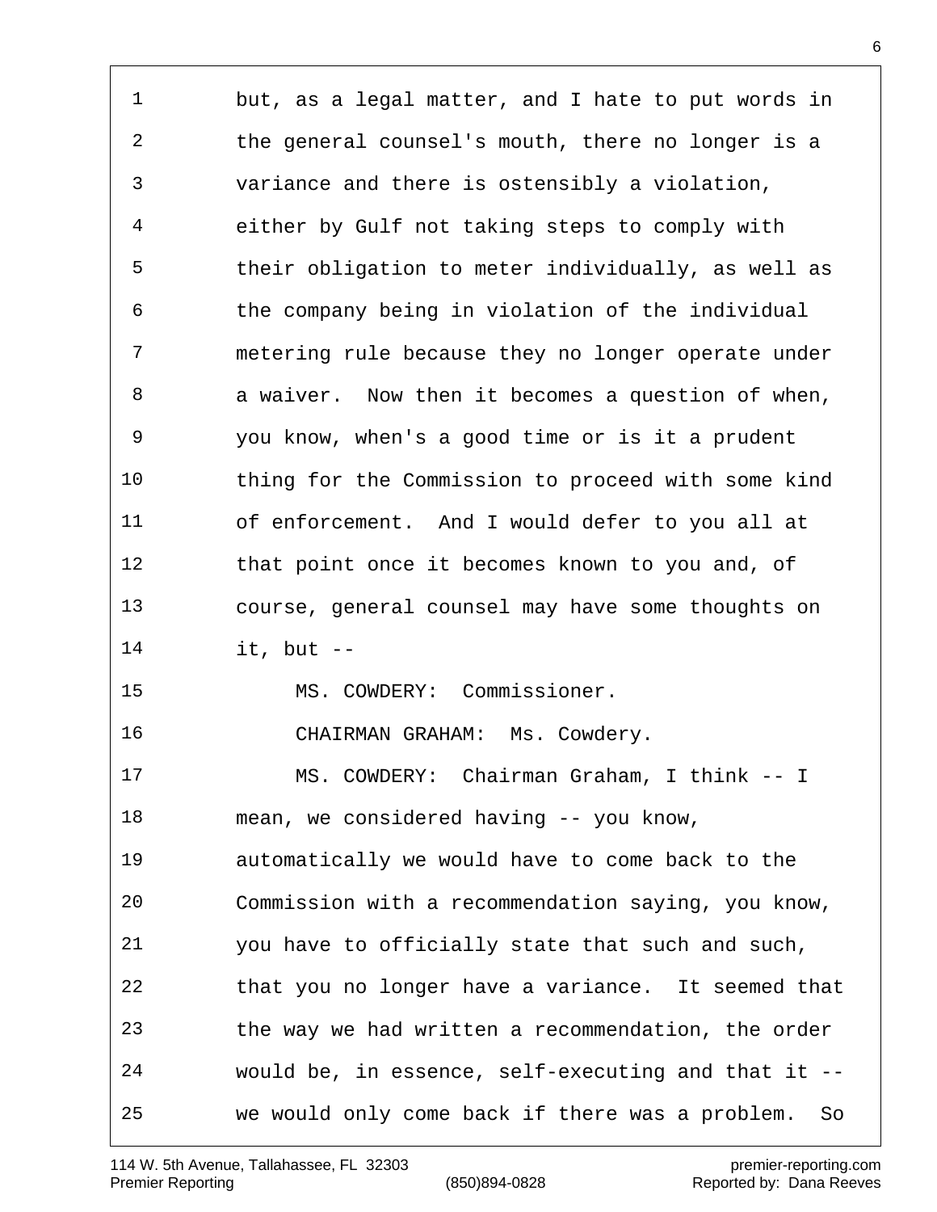but, as a legal matter, and I hate to put words in the general counsel's mouth, there no longer is a variance and there is ostensibly a violation, either by Gulf not taking steps to comply with their obligation to meter individually, as well as the company being in violation of the individual metering rule because they no longer operate under a waiver. Now then it becomes a question of when, you know, when's a good time or is it a prudent thing for the Commission to proceed with some kind of enforcement. And I would defer to you all at that point once it becomes known to you and, of course, general counsel may have some thoughts on it, but --

MS. COWDERY: Commissioner.

CHAIRMAN GRAHAM: Ms. Cowdery.

MS. COWDERY: Chairman Graham, I think -- I mean, we considered having -- you know, automatically we would have to come back to the Commission with a recommendation saying, you know, you have to officially state that such and such, that you no longer have a variance. It seemed that the way we had written a recommendation, the order would be, in essence, self-executing and that it -- we would only come back if there was a problem. So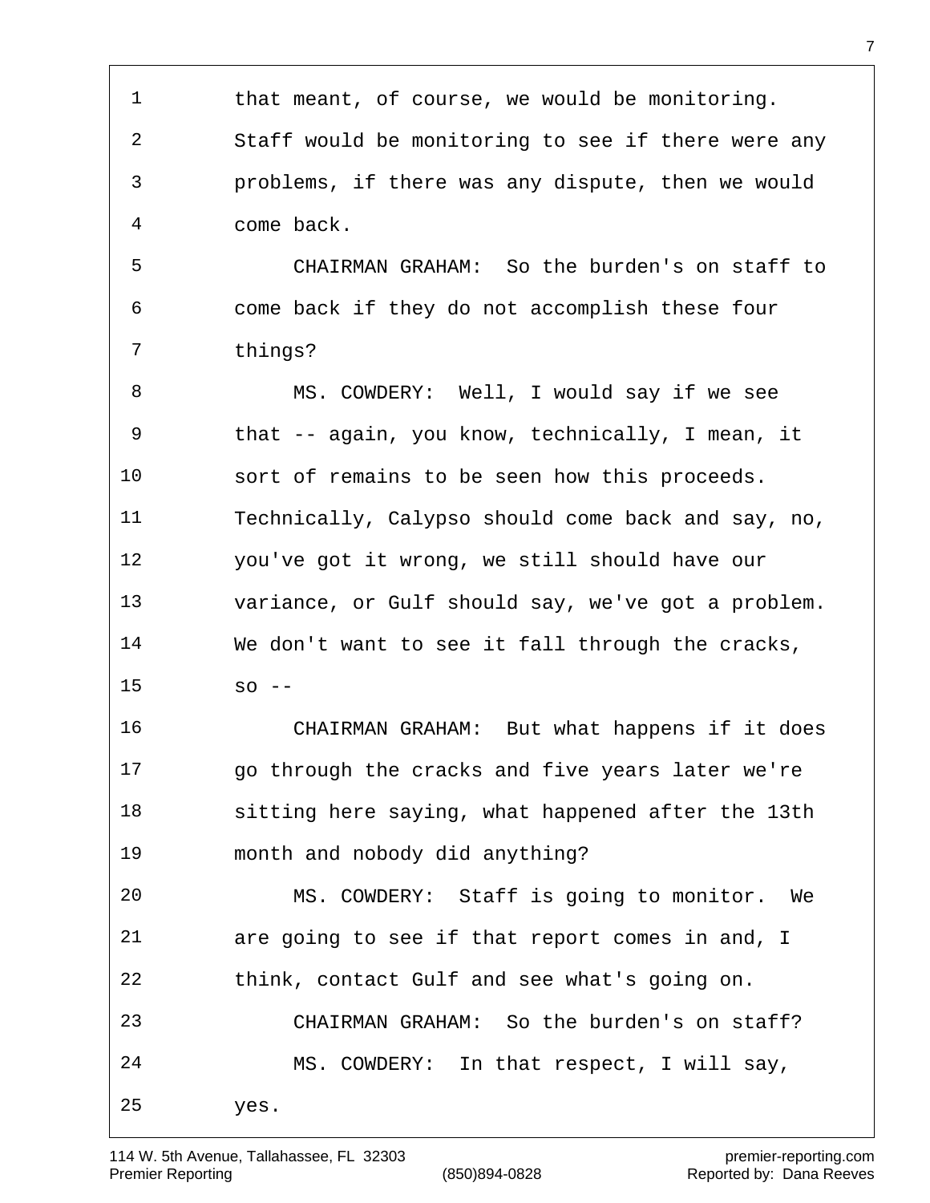that meant, of course, we would be monitoring. Staff would be monitoring to see if there were any problems, if there was any dispute, then we would come back.

CHAIRMAN GRAHAM: So the burden's on staff to come back if they do not accomplish these four things?

MS. COWDERY: Well, I would say if we see that -- again, you know, technically, I mean, it sort of remains to be seen how this proceeds. Technically, Calypso should come back and say, no, you've got it wrong, we still should have our variance, or Gulf should say, we've got a problem. We don't want to see it fall through the cracks, so --

CHAIRMAN GRAHAM: But what happens if it does go through the cracks and five years later we're sitting here saying, what happened after the 13th month and nobody did anything?

MS. COWDERY: Staff is going to monitor. We are going to see if that report comes in and, I think, contact Gulf and see what's going on.

CHAIRMAN GRAHAM: So the burden's on staff?

MS. COWDERY: In that respect, I will say, yes.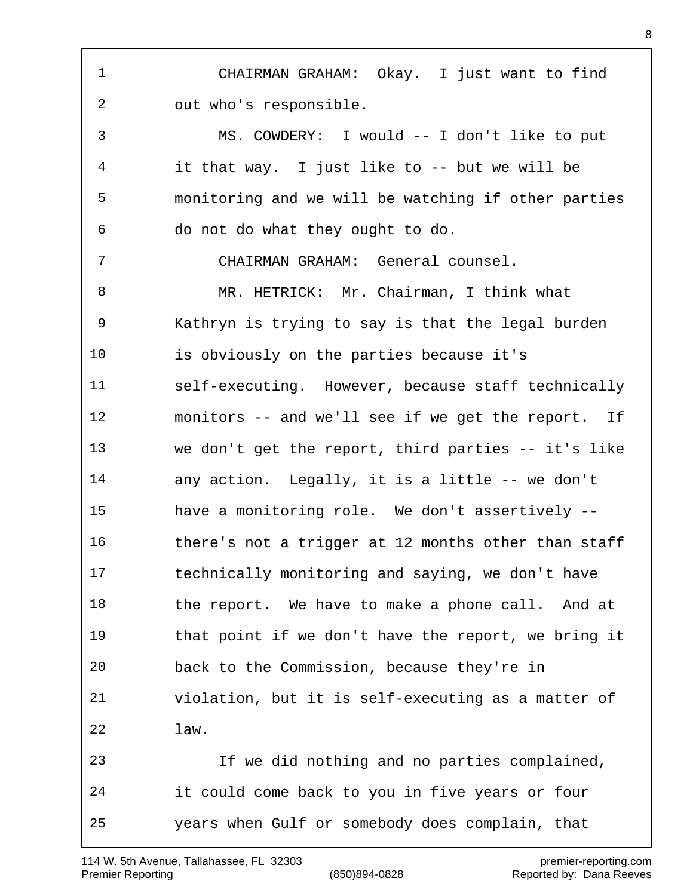CHAIRMAN GRAHAM: Okay. I just want to find out who's responsible.

MS. COWDERY: I would -- I don't like to put it that way. I just like to -- but we will be monitoring and we will be watching if other parties do not do what they ought to do.

CHAIRMAN GRAHAM: General counsel.

MR. HETRICK: Mr. Chairman, I think what Kathryn is trying to say is that the legal burden is obviously on the parties because it's self-executing. However, because staff technically monitors -- and we'll see if we get the report. If we don't get the report, third parties -- it's like any action. Legally, it is a little -- we don't have a monitoring role. We don't assertively -- there's not a trigger at 12 months other than staff technically monitoring and saying, we don't have the report. We have to make a phone call. And at that point if we don't have the report, we bring it back to the Commission, because they're in violation, but it is self-executing as a matter of law.

If we did nothing and no parties complained, it could come back to you in five years or four years when Gulf or somebody does complain, that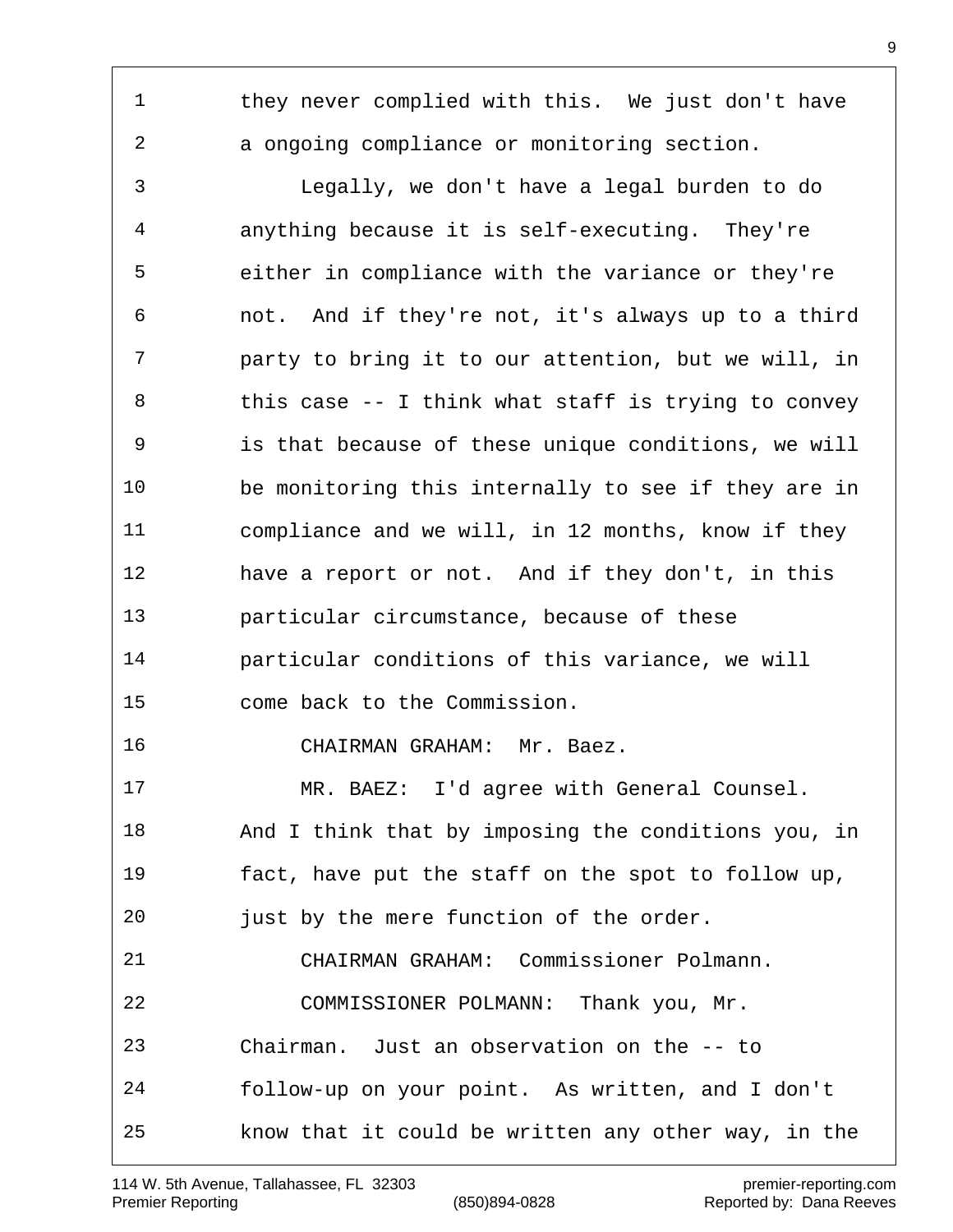they never complied with this. We just don't have a ongoing compliance or monitoring section.

Legally, we don't have a legal burden to do anything because it is self-executing. They're either in compliance with the variance or they're not. And if they're not, it's always up to a third party to bring it to our attention, but we will, in this case -- I think what staff is trying to convey is that because of these unique conditions, we will be monitoring this internally to see if they are in compliance and we will, in 12 months, know if they have a report or not. And if they don't, in this particular circumstance, because of these particular conditions of this variance, we will come back to the Commission.

CHAIRMAN GRAHAM: Mr. Baez.

MR. BAEZ: I'd agree with General Counsel. And I think that by imposing the conditions you, in fact, have put the staff on the spot to follow up, just by the mere function of the order.

CHAIRMAN GRAHAM: Commissioner Polmann.

COMMISSIONER POLMANN: Thank you, Mr. Chairman. Just an observation on the -- to follow-up on your point. As written, and I don't know that it could be written any other way, in the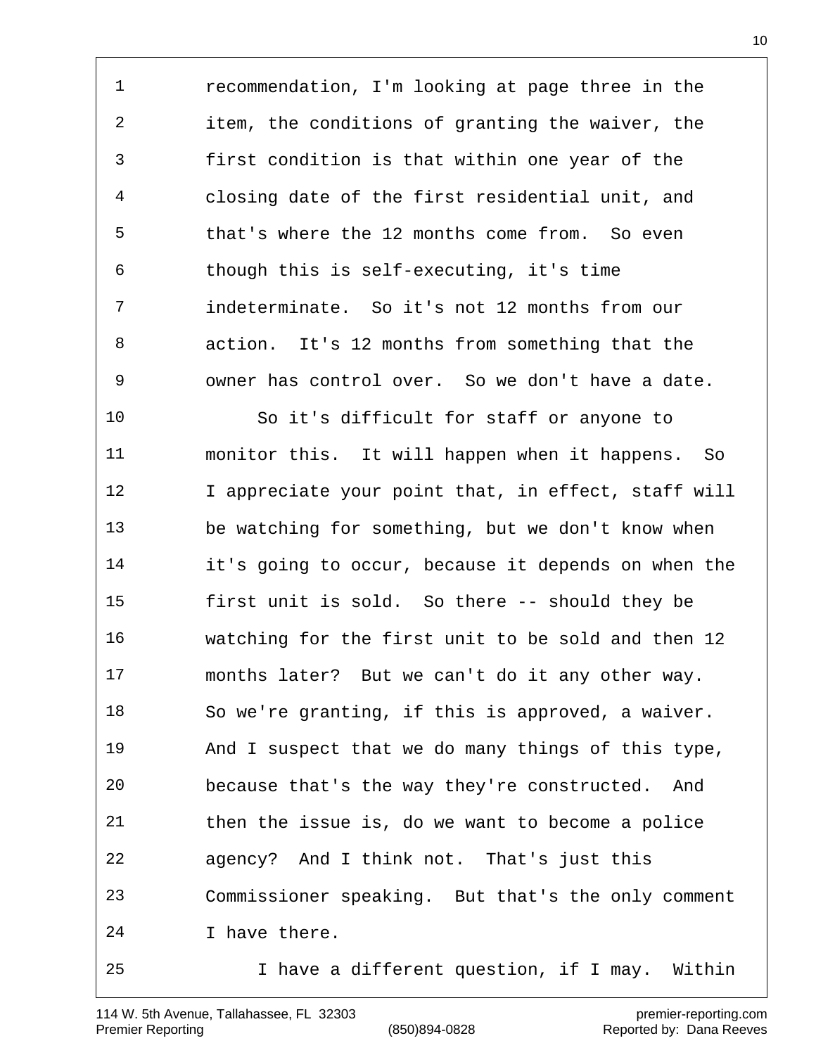1 recommendation, I'm looking at page three in the
2 item, the conditions of granting the waiver, the
3 first condition is that within one year of the
4 closing date of the first residential unit, and
5 that's where the 12 months come from. So even
6 though this is self-executing, it's time
7 indeterminate. So it's not 12 months from our
8 action. It's 12 months from something that the
9 owner has control over. So we don't have a date.
10 So it's difficult for staff or anyone to
11 monitor this. It will happen when it happens. So
12 I appreciate your point that, in effect, staff will
13 be watching for something, but we don't know when
14 it's going to occur, because it depends on when the
15 first unit is sold. So there -- should they be
16 watching for the first unit to be sold and then 12
17 months later? But we can't do it any other way.
18 So we're granting, if this is approved, a waiver.
19 And I suspect that we do many things of this type,
20 because that's the way they're constructed. And
21 then the issue is, do we want to become a police
22 agency? And I think not. That's just this
23 Commissioner speaking. But that's the only comment
24 I have there.
25 I have a different question, if I may. Within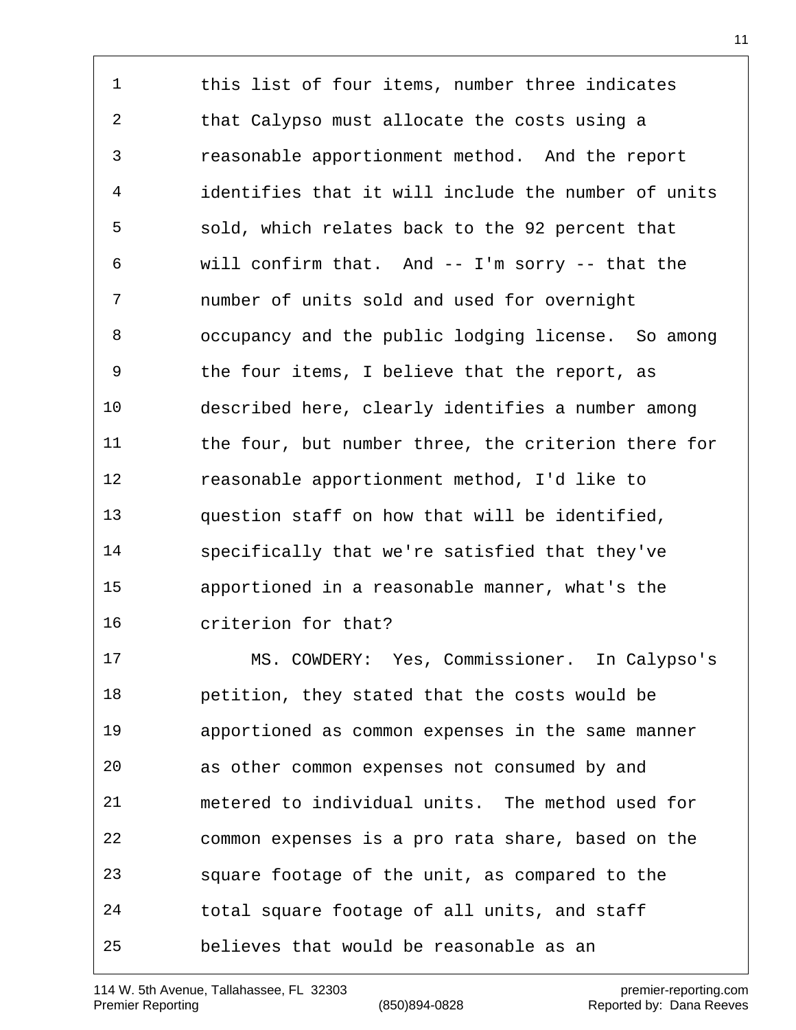this list of four items, number three indicates that Calypso must allocate the costs using a reasonable apportionment method. And the report identifies that it will include the number of units sold, which relates back to the 92 percent that will confirm that. And -- I'm sorry -- that the number of units sold and used for overnight occupancy and the public lodging license. So among the four items, I believe that the report, as described here, clearly identifies a number among the four, but number three, the criterion there for reasonable apportionment method, I'd like to question staff on how that will be identified, specifically that we're satisfied that they've apportioned in a reasonable manner, what's the criterion for that?

MS. COWDERY: Yes, Commissioner. In Calypso's petition, they stated that the costs would be apportioned as common expenses in the same manner as other common expenses not consumed by and metered to individual units. The method used for common expenses is a pro rata share, based on the square footage of the unit, as compared to the total square footage of all units, and staff believes that would be reasonable as an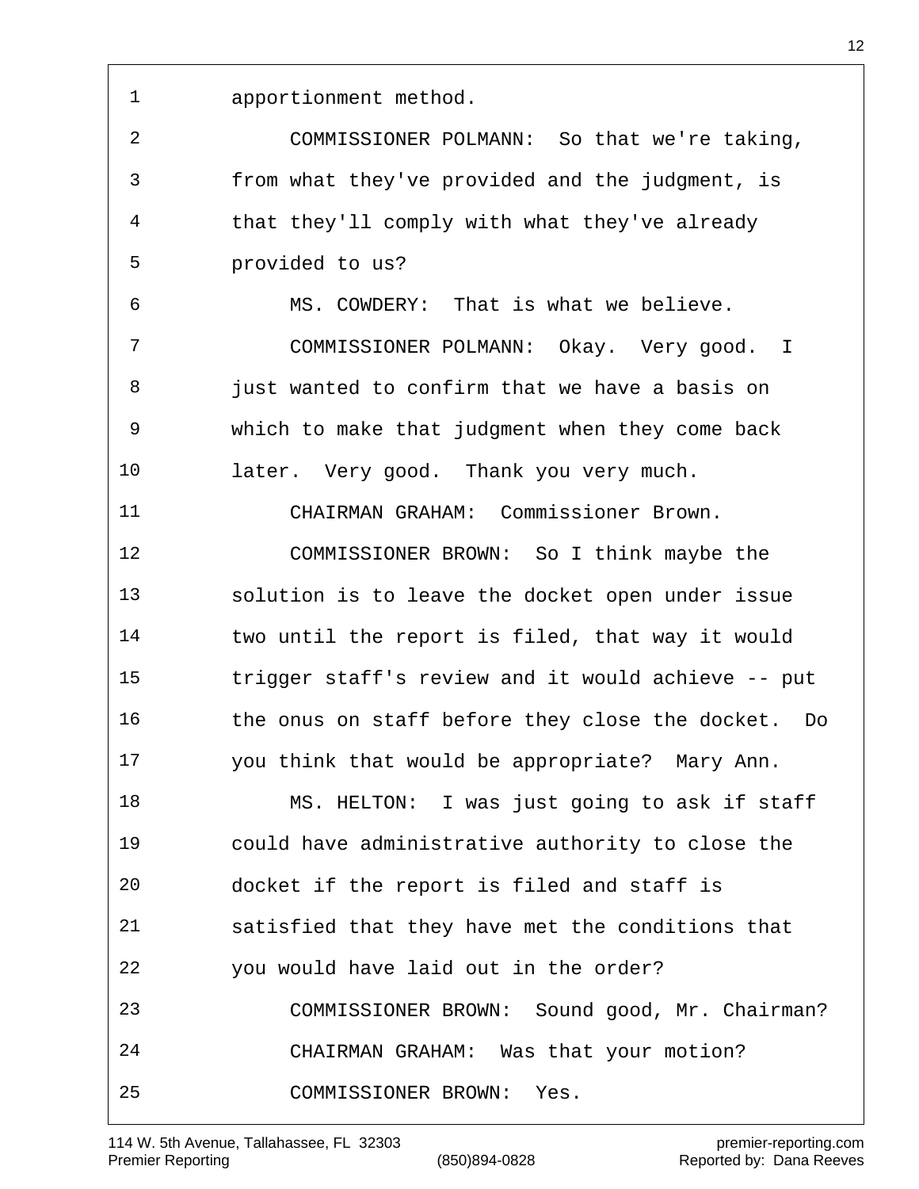apportionment method.

COMMISSIONER POLMANN: So that we're taking, from what they've provided and the judgment, is that they'll comply with what they've already provided to us?

MS. COWDERY: That is what we believe.

COMMISSIONER POLMANN: Okay. Very good. I just wanted to confirm that we have a basis on which to make that judgment when they come back later. Very good. Thank you very much.

CHAIRMAN GRAHAM: Commissioner Brown.

COMMISSIONER BROWN: So I think maybe the solution is to leave the docket open under issue two until the report is filed, that way it would trigger staff's review and it would achieve -- put the onus on staff before they close the docket. Do you think that would be appropriate? Mary Ann.

MS. HELTON: I was just going to ask if staff could have administrative authority to close the docket if the report is filed and staff is satisfied that they have met the conditions that you would have laid out in the order?

COMMISSIONER BROWN: Sound good, Mr. Chairman?

CHAIRMAN GRAHAM: Was that your motion?

COMMISSIONER BROWN: Yes.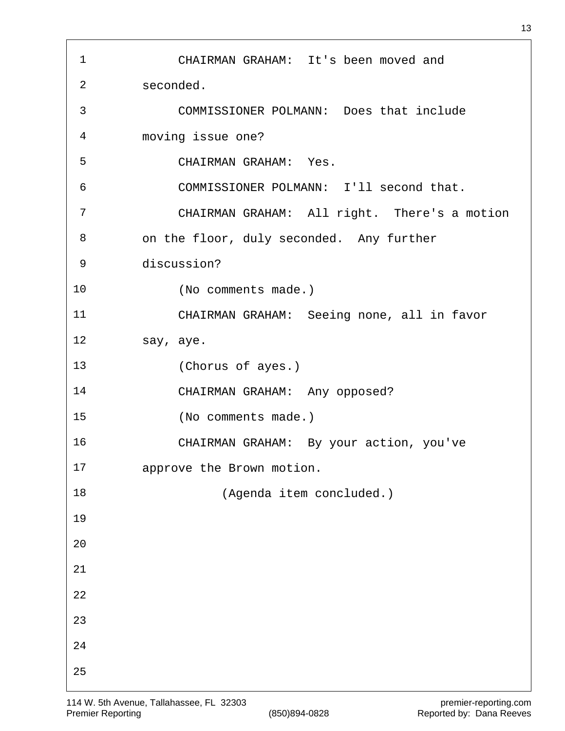1 CHAIRMAN GRAHAM: It's been moved and
2 seconded.
3 COMMISSIONER POLMANN: Does that include
4 moving issue one?
5 CHAIRMAN GRAHAM: Yes.
6 COMMISSIONER POLMANN: I'll second that.
7 CHAIRMAN GRAHAM: All right. There's a motion
8 on the floor, duly seconded. Any further
9 discussion?
10 (No comments made.)
11 CHAIRMAN GRAHAM: Seeing none, all in favor
12 say, aye.
13 (Chorus of ayes.)
14 CHAIRMAN GRAHAM: Any opposed?
15 (No comments made.)
16 CHAIRMAN GRAHAM: By your action, you've
17 approve the Brown motion.
18 (Agenda item concluded.)
19
20
21
22
23
24
25

114 W. 5th Avenue, Tallahassee, FL 32303 premier-reporting.com
Premier Reporting (850)894-0828 Reported by: Dana Reeves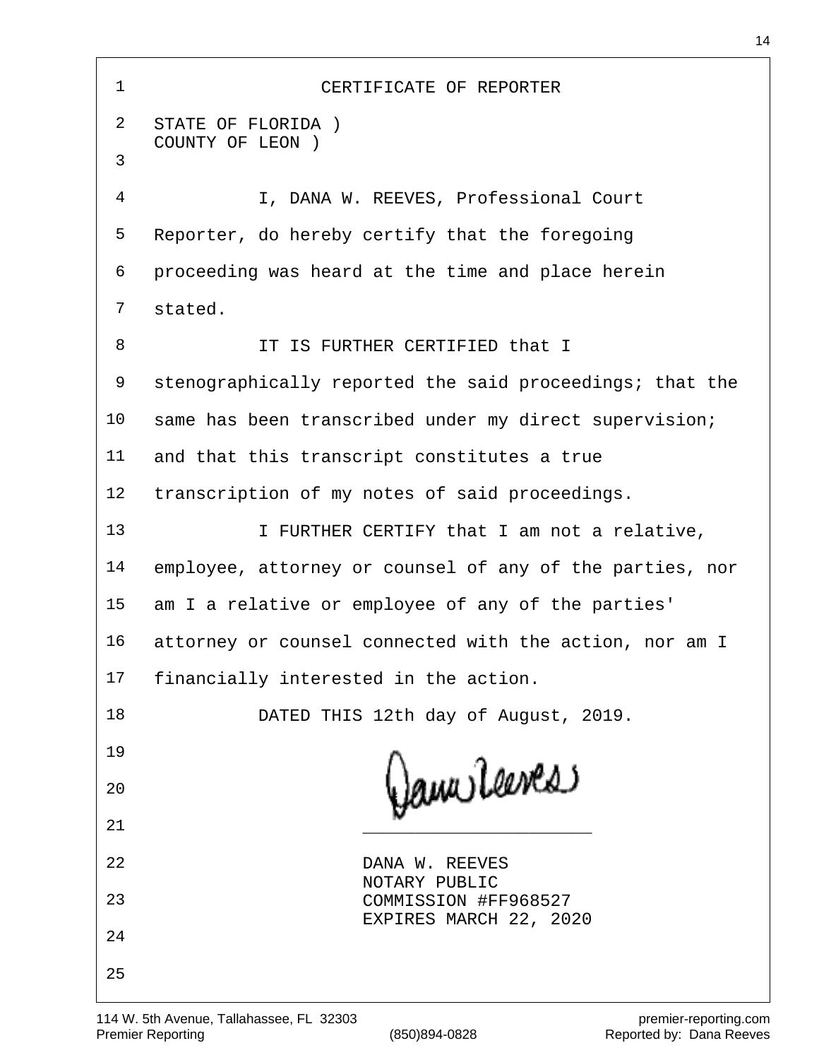# CERTIFICATE OF REPORTER

STATE OF FLORIDA )
COUNTY OF LEON )

I, DANA W. REEVES, Professional Court Reporter, do hereby certify that the foregoing proceeding was heard at the time and place herein stated.

IT IS FURTHER CERTIFIED that I stenographically reported the said proceedings; that the same has been transcribed under my direct supervision; and that this transcript constitutes a true transcription of my notes of said proceedings.

I FURTHER CERTIFY that I am not a relative, employee, attorney or counsel of any of the parties, nor am I a relative or employee of any of the parties' attorney or counsel connected with the action, nor am I financially interested in the action.

DATED THIS 12th day of August, 2019.

Dana Reeves
______________________

DANA W. REEVES
NOTARY PUBLIC
COMMISSION #FF968527
EXPIRES MARCH 22, 2020